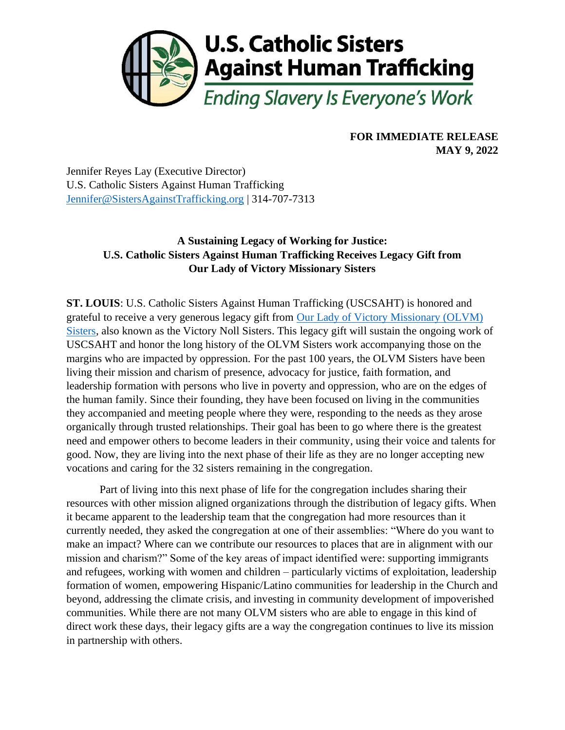**U.S. Catholic Sisters Against Human Trafficking**

*Ending Slavery Is Everyone's Work*

**FOR IMMEDIATE RELEASE**
**MAY 9, 2022**

Jennifer Reyes Lay (Executive Director)
U.S. Catholic Sisters Against Human Trafficking
Jennifer@SistersAgainstTrafficking.org | 314-707-7313

**A Sustaining Legacy of Working for Justice:**
**U.S. Catholic Sisters Against Human Trafficking Receives Legacy Gift from Our Lady of Victory Missionary Sisters**

**ST. LOUIS**: U.S. Catholic Sisters Against Human Trafficking (USCSAHT) is honored and grateful to receive a very generous legacy gift from Our Lady of Victory Missionary (OLVM) Sisters, also known as the Victory Noll Sisters. This legacy gift will sustain the ongoing work of USCSAHT and honor the long history of the OLVM Sisters work accompanying those on the margins who are impacted by oppression. For the past 100 years, the OLVM Sisters have been living their mission and charism of presence, advocacy for justice, faith formation, and leadership formation with persons who live in poverty and oppression, who are on the edges of the human family. Since their founding, they have been focused on living in the communities they accompanied and meeting people where they were, responding to the needs as they arose organically through trusted relationships. Their goal has been to go where there is the greatest need and empower others to become leaders in their community, using their voice and talents for good. Now, they are living into the next phase of their life as they are no longer accepting new vocations and caring for the 32 sisters remaining in the congregation.

Part of living into this next phase of life for the congregation includes sharing their resources with other mission aligned organizations through the distribution of legacy gifts. When it became apparent to the leadership team that the congregation had more resources than it currently needed, they asked the congregation at one of their assemblies: "Where do you want to make an impact? Where can we contribute our resources to places that are in alignment with our mission and charism?" Some of the key areas of impact identified were: supporting immigrants and refugees, working with women and children – particularly victims of exploitation, leadership formation of women, empowering Hispanic/Latino communities for leadership in the Church and beyond, addressing the climate crisis, and investing in community development of impoverished communities. While there are not many OLVM sisters who are able to engage in this kind of direct work these days, their legacy gifts are a way the congregation continues to live its mission in partnership with others.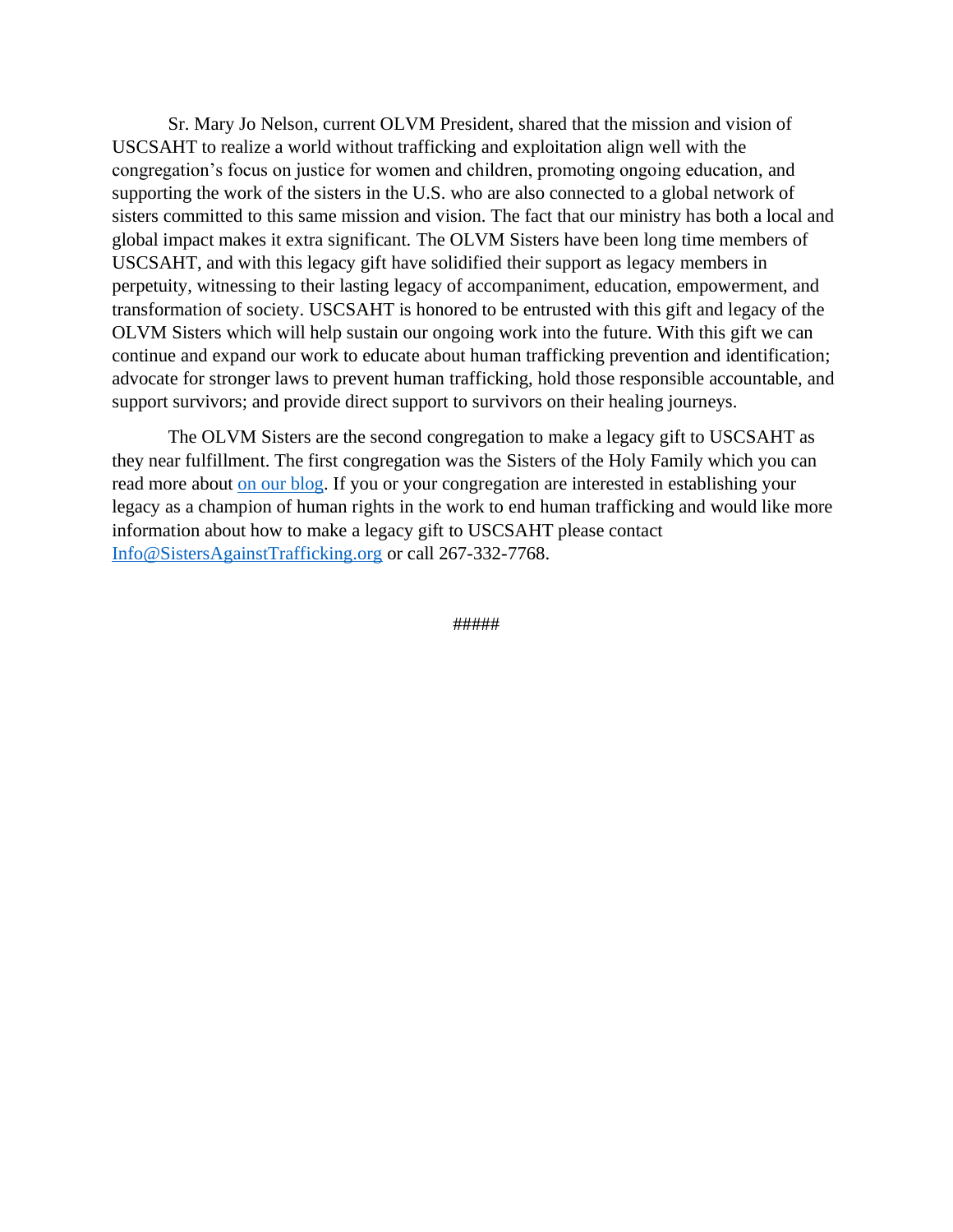Sr. Mary Jo Nelson, current OLVM President, shared that the mission and vision of USCSAHT to realize a world without trafficking and exploitation align well with the congregation's focus on justice for women and children, promoting ongoing education, and supporting the work of the sisters in the U.S. who are also connected to a global network of sisters committed to this same mission and vision. The fact that our ministry has both a local and global impact makes it extra significant. The OLVM Sisters have been long time members of USCSAHT, and with this legacy gift have solidified their support as legacy members in perpetuity, witnessing to their lasting legacy of accompaniment, education, empowerment, and transformation of society. USCSAHT is honored to be entrusted with this gift and legacy of the OLVM Sisters which will help sustain our ongoing work into the future. With this gift we can continue and expand our work to educate about human trafficking prevention and identification; advocate for stronger laws to prevent human trafficking, hold those responsible accountable, and support survivors; and provide direct support to survivors on their healing journeys.

The OLVM Sisters are the second congregation to make a legacy gift to USCSAHT as they near fulfillment. The first congregation was the Sisters of the Holy Family which you can read more about on our blog. If you or your congregation are interested in establishing your legacy as a champion of human rights in the work to end human trafficking and would like more information about how to make a legacy gift to USCSAHT please contact Info@SistersAgainstTrafficking.org or call 267-332-7768.

#####